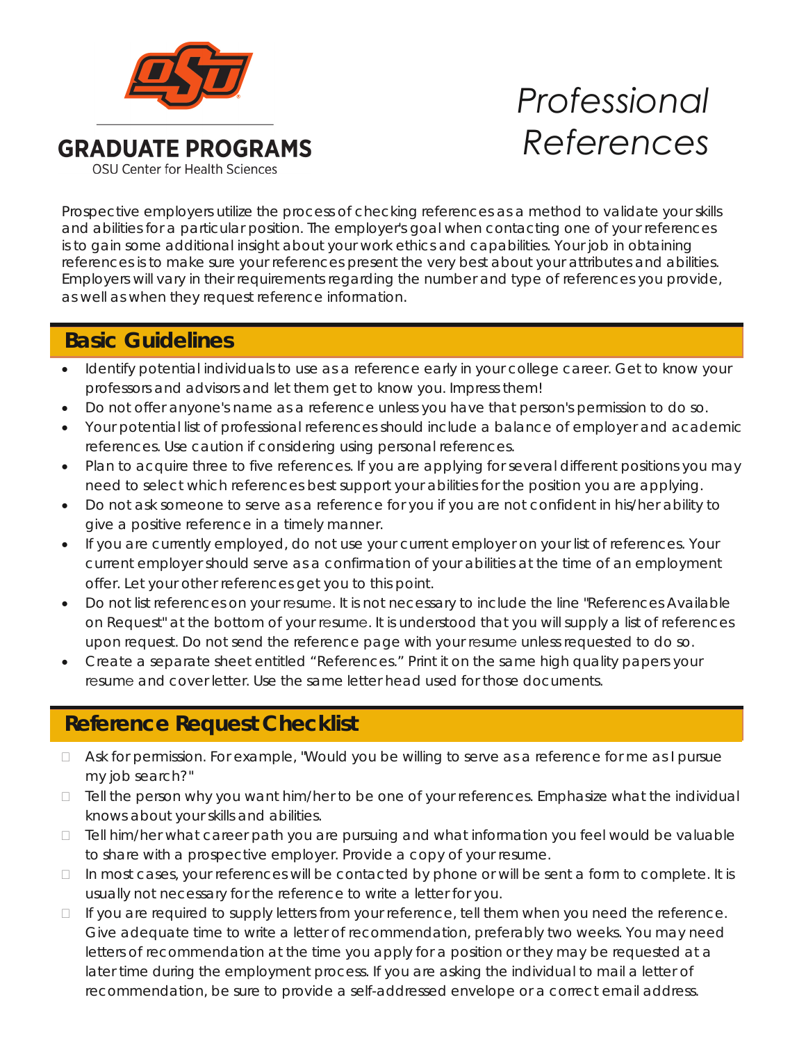GRADUATE PROGRAMS

OSU Center for Health Sciences

# Professional References

Prospective employers utilize the process of checking references as a method to validate your skills and abilities for a particular position. The employer's goal when contacting one of your references is to gain some additional insight about your work ethics and capabilities. Your job in obtaining references is to make sure your references present the very best about your attributes and abilities. Employers will vary in their requirements regarding the number and type of references you provide, as well as when they request reference information.

## Basic Guidelines

- Identify potential individuals to use as a reference early in your college career. Get to know your professors and advisors and let them get to know you. Impress them!
- Do not offer anyone's name as a reference unless you have that person's permission to do so.
- Your potential list of professional references should include a balance of employer and academic references. Use caution if considering using personal references.
- Plan to acquire three to five references. If you are applying for several different positions you may need to select which references best support your abilities for the position you are applying.
- Do not ask someone to serve as a reference for you if you are not confident in his/her ability to give a positive reference in a timely manner.
- If you are currently employed, do not use your current employer on your list of references. Your current employer should serve as a confirmation of your abilities at the time of an employment offer. Let your other references get you to this point.
- Do not list references on your resume. It is not necessary to include the line "References Available on Request" at the bottom of your resume. It is understood that you will supply a list of references upon request. Do not send the reference page with your resume unless requested to do so.
- Create a separate sheet entitled "References." Print it on the same high quality papers your resume and cover letter. Use the same letter head used for those documents.

## Reference Request Checklist

- [ ] Ask for permission. For example, "Would you be willing to serve as a reference for me as I pursue my job search?"
- [ ] Tell the person why you want him/her to be one of your references. Emphasize what the individual knows about your skills and abilities.
- [ ] Tell him/her what career path you are pursuing and what information you feel would be valuable to share with a prospective employer. Provide a copy of your resume.
- [ ] In most cases, your references will be contacted by phone or will be sent a form to complete. It is usually not necessary for the reference to write a letter for you.
- [ ] If you are required to supply letters from your reference, tell them when you need the reference. Give adequate time to write a letter of recommendation, preferably two weeks. You may need letters of recommendation at the time you apply for a position or they may be requested at a later time during the employment process. If you are asking the individual to mail a letter of recommendation, be sure to provide a self-addressed envelope or a correct email address.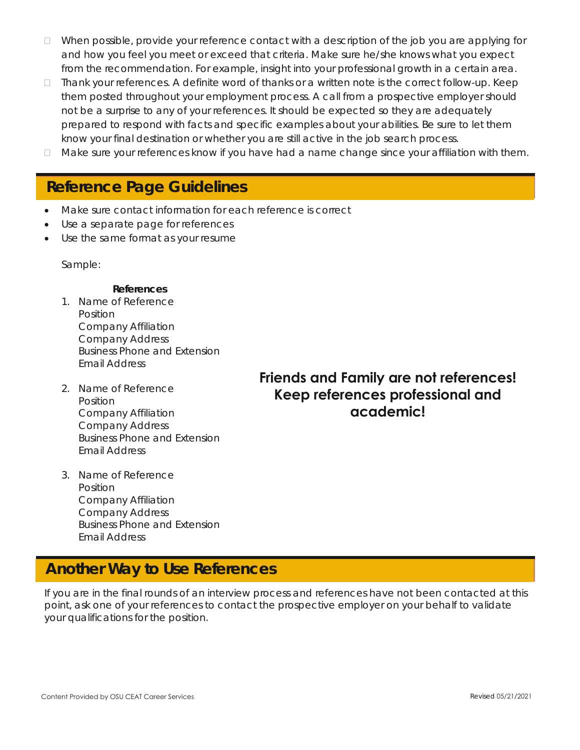- When possible, provide your reference contact with a description of the job you are applying for and how you feel you meet or exceed that criteria. Make sure he/she knows what you expect from the recommendation. For example, insight into your professional growth in a certain area.
- Thank your references. A definite word of thanks or a written note is the correct follow-up. Keep them posted throughout your employment process. A call from a prospective employer should not be a surprise to any of your references. It should be expected so they are adequately prepared to respond with facts and specific examples about your abilities. Be sure to let them know your final destination or whether you are still active in the job search process.
- Make sure your references know if you have had a name change since your affiliation with them.

## Reference Page Guidelines

- Make sure contact information for each reference is correct
- Use a separate page for references
- Use the same format as your resume

Sample:

**References**

1. Name of Reference
   Position
   Company Affiliation
   Company Address
   Business Phone and Extension
   Email Address

2. Name of Reference
   Position
   Company Affiliation
   Company Address
   Business Phone and Extension
   Email Address

3. Name of Reference
   Position
   Company Affiliation
   Company Address
   Business Phone and Extension
   Email Address

**Friends and Family are not references! Keep references professional and academic!**

## Another Way to Use References

If you are in the final rounds of an interview process and references have not been contacted at this point, ask one of your references to contact the prospective employer on your behalf to validate your qualifications for the position.

Content Provided by OSU CEAT Career Services

Revised 05/21/2021